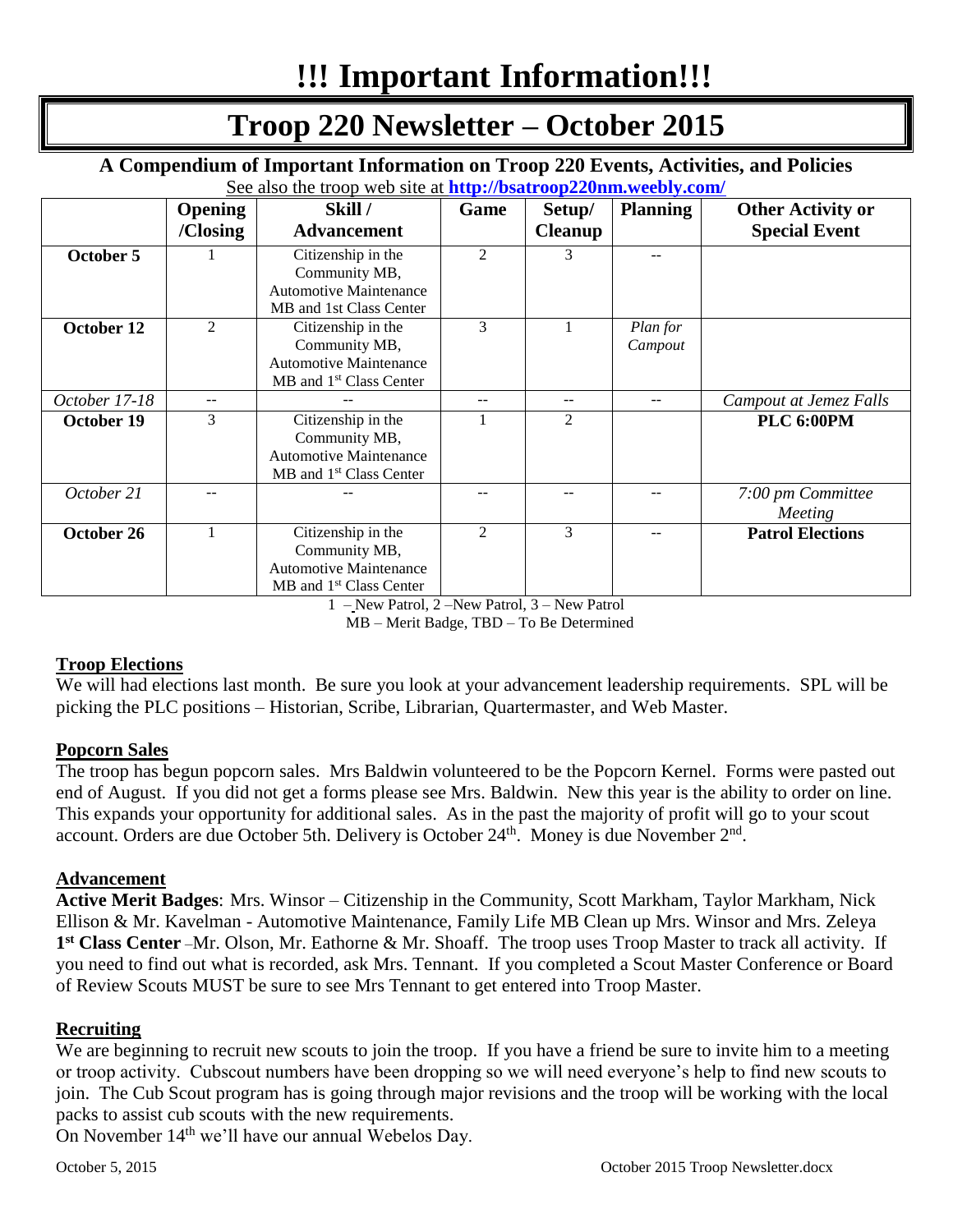# !!! Important Information!!!

# Troop 220 Newsletter – October 2015

### A Compendium of Important Information on Troop 220 Events, Activities, and Policies

See also the troop web site at **http://bsatroop220nm.weebly.com/**

| | Opening /Closing | Skill / Advancement | Game | Setup/ Cleanup | Planning | Other Activity or Special Event |
|---|---|---|---|---|---|---|
| **October 5** | 1 | Citizenship in the Community MB, Automotive Maintenance MB and 1st Class Center | 2 | 3 | -- | |
| **October 12** | 2 | Citizenship in the Community MB, Automotive Maintenance MB and 1st Class Center | 3 | 1 | *Plan for Campout* | |
| *October 17-18* | -- | -- | -- | -- | -- | *Campout at Jemez Falls* |
| **October 19** | 3 | Citizenship in the Community MB, Automotive Maintenance MB and 1st Class Center | 1 | 2 | | **PLC 6:00PM** |
| *October 21* | -- | -- | -- | -- | -- | *7:00 pm Committee Meeting* |
| **October 26** | 1 | Citizenship in the Community MB, Automotive Maintenance MB and 1st Class Center | 2 | 3 | -- | **Patrol Elections** |

1 – New Patrol, 2 –New Patrol, 3 – New Patrol
MB – Merit Badge, TBD – To Be Determined

### Troop Elections

We will had elections last month. Be sure you look at your advancement leadership requirements. SPL will be picking the PLC positions – Historian, Scribe, Librarian, Quartermaster, and Web Master.

### Popcorn Sales

The troop has begun popcorn sales. Mrs Baldwin volunteered to be the Popcorn Kernel. Forms were pasted out end of August. If you did not get a forms please see Mrs. Baldwin. New this year is the ability to order on line. This expands your opportunity for additional sales. As in the past the majority of profit will go to your scout account. Orders are due October 5th. Delivery is October 24th. Money is due November 2nd.

### Advancement

**Active Merit Badges**: Mrs. Winsor – Citizenship in the Community, Scott Markham, Taylor Markham, Nick Ellison & Mr. Kavelman - Automotive Maintenance, Family Life MB Clean up Mrs. Winsor and Mrs. Zeleya **1st Class Center** –Mr. Olson, Mr. Eathorne & Mr. Shoaff. The troop uses Troop Master to track all activity. If you need to find out what is recorded, ask Mrs. Tennant. If you completed a Scout Master Conference or Board of Review Scouts MUST be sure to see Mrs Tennant to get entered into Troop Master.

### Recruiting

We are beginning to recruit new scouts to join the troop. If you have a friend be sure to invite him to a meeting or troop activity. Cubscout numbers have been dropping so we will need everyone's help to find new scouts to join. The Cub Scout program has is going through major revisions and the troop will be working with the local packs to assist cub scouts with the new requirements.

On November 14th we'll have our annual Webelos Day.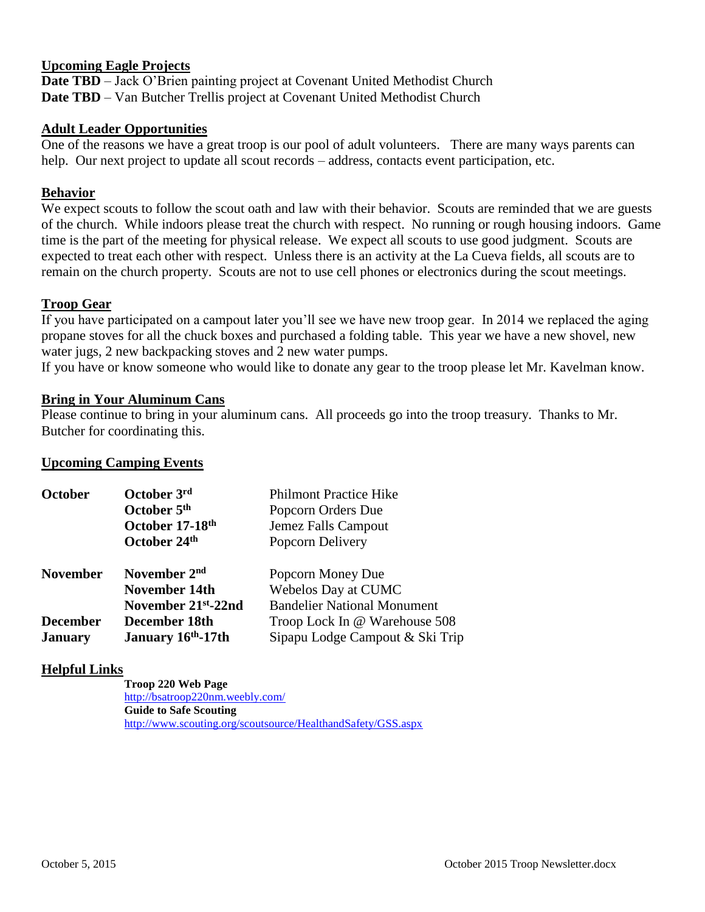## Upcoming Eagle Projects

**Date TBD** – Jack O'Brien painting project at Covenant United Methodist Church
**Date TBD** – Van Butcher Trellis project at Covenant United Methodist Church

## Adult Leader Opportunities

One of the reasons we have a great troop is our pool of adult volunteers. There are many ways parents can help. Our next project to update all scout records – address, contacts event participation, etc.

## Behavior

We expect scouts to follow the scout oath and law with their behavior. Scouts are reminded that we are guests of the church. While indoors please treat the church with respect. No running or rough housing indoors. Game time is the part of the meeting for physical release. We expect all scouts to use good judgment. Scouts are expected to treat each other with respect. Unless there is an activity at the La Cueva fields, all scouts are to remain on the church property. Scouts are not to use cell phones or electronics during the scout meetings.

## Troop Gear

If you have participated on a campout later you'll see we have new troop gear. In 2014 we replaced the aging propane stoves for all the chuck boxes and purchased a folding table. This year we have a new shovel, new water jugs, 2 new backpacking stoves and 2 new water pumps.
If you have or know someone who would like to donate any gear to the troop please let Mr. Kavelman know.

## Bring in Your Aluminum Cans

Please continue to bring in your aluminum cans. All proceeds go into the troop treasury. Thanks to Mr. Butcher for coordinating this.

## Upcoming Camping Events

| | | |
|---|---|---|
| **October** | **October 3rd** | Philmont Practice Hike |
| | **October 5th** | Popcorn Orders Due |
| | **October 17-18th** | Jemez Falls Campout |
| | **October 24th** | Popcorn Delivery |
| **November** | **November 2nd** | Popcorn Money Due |
| | **November 14th** | Webelos Day at CUMC |
| | **November 21st-22nd** | Bandelier National Monument |
| **December** | **December 18th** | Troop Lock In @ Warehouse 508 |
| **January** | **January 16th-17th** | Sipapu Lodge Campout & Ski Trip |

## Helpful Links

**Troop 220 Web Page**
http://bsatroop220nm.weebly.com/
**Guide to Safe Scouting**
http://www.scouting.org/scoutsource/HealthandSafety/GSS.aspx